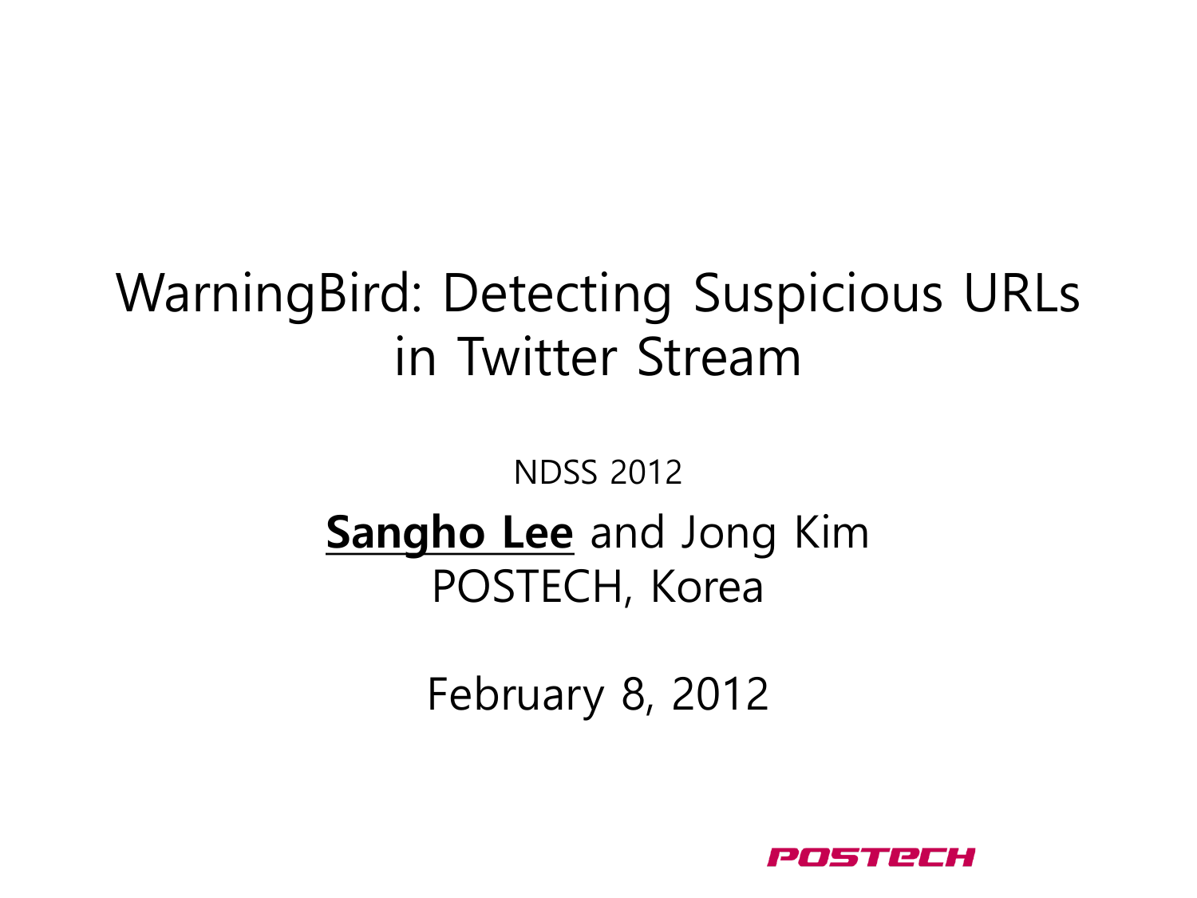# WarningBird: Detecting Suspicious URLs in Twitter Stream

NDSS 2012

**Sangho Lee** and Jong Kim

POSTECH, Korea

February 8, 2012

POSTECH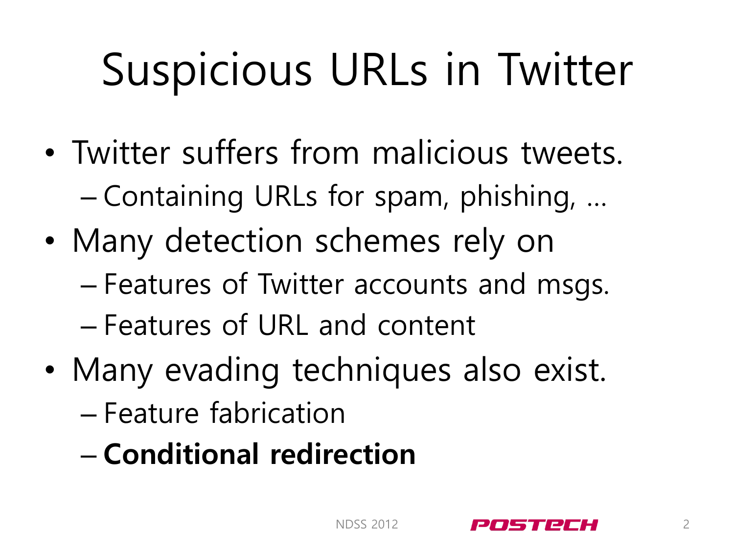# Suspicious URLs in Twitter

- Twitter suffers from malicious tweets.
  - Containing URLs for spam, phishing, …
- Many detection schemes rely on
  - Features of Twitter accounts and msgs.
  - Features of URL and content
- Many evading techniques also exist.
  - Feature fabrication
  - **Conditional redirection**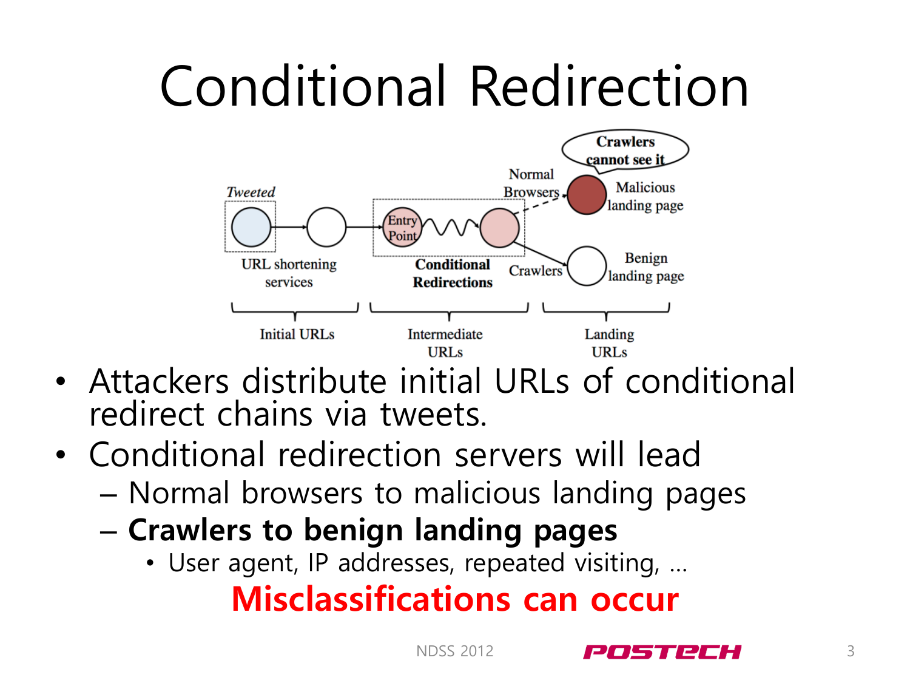# Conditional Redirection

- Attackers distribute initial URLs of conditional redirect chains via tweets.
- Conditional redirection servers will lead
  - Normal browsers to malicious landing pages
  - **Crawlers to benign landing pages**
    - User agent, IP addresses, repeated visiting, …

**Misclassifications can occur**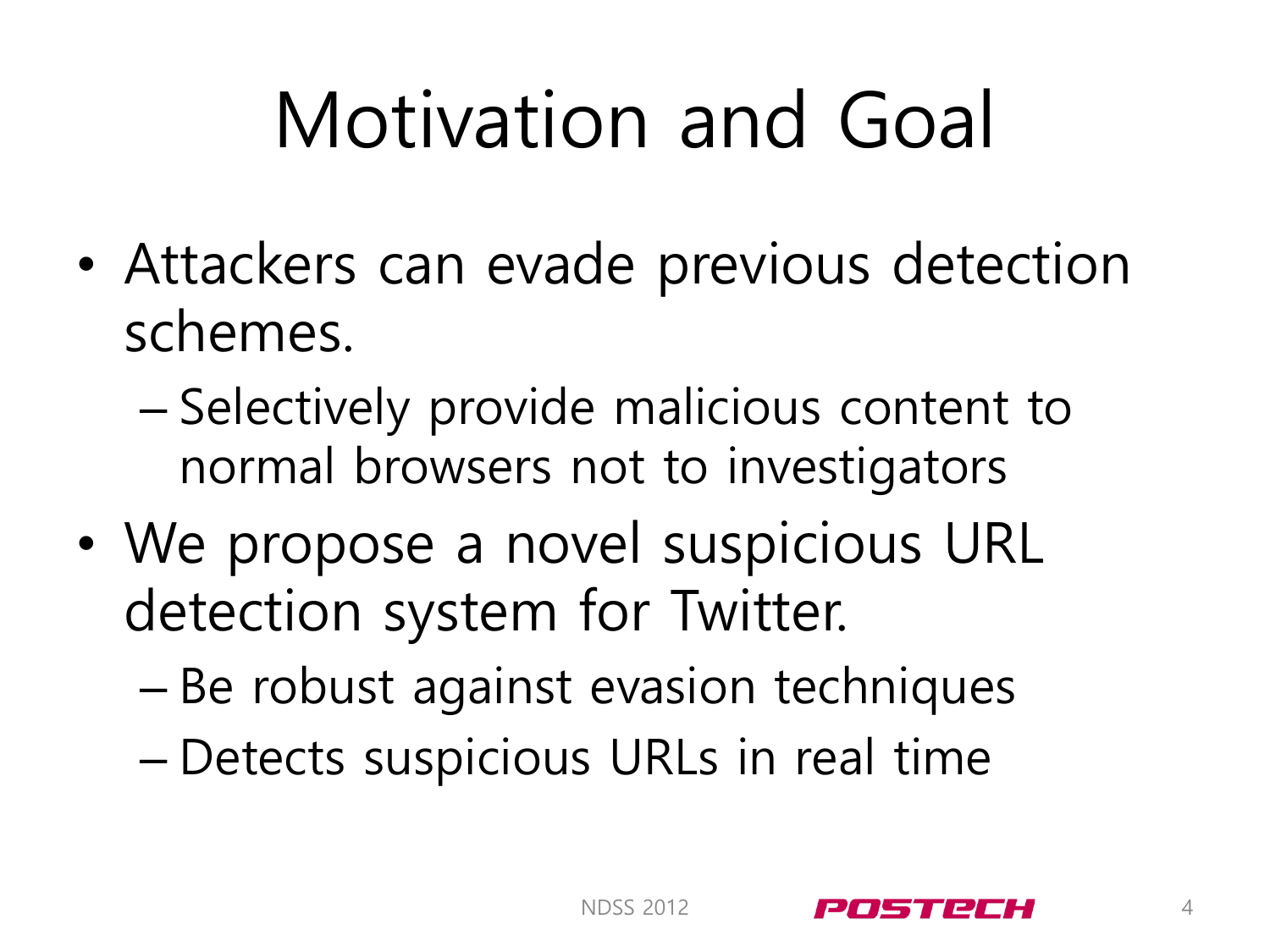# Motivation and Goal

- Attackers can evade previous detection schemes.
  - Selectively provide malicious content to normal browsers not to investigators
- We propose a novel suspicious URL detection system for Twitter.
  - Be robust against evasion techniques
  - Detects suspicious URLs in real time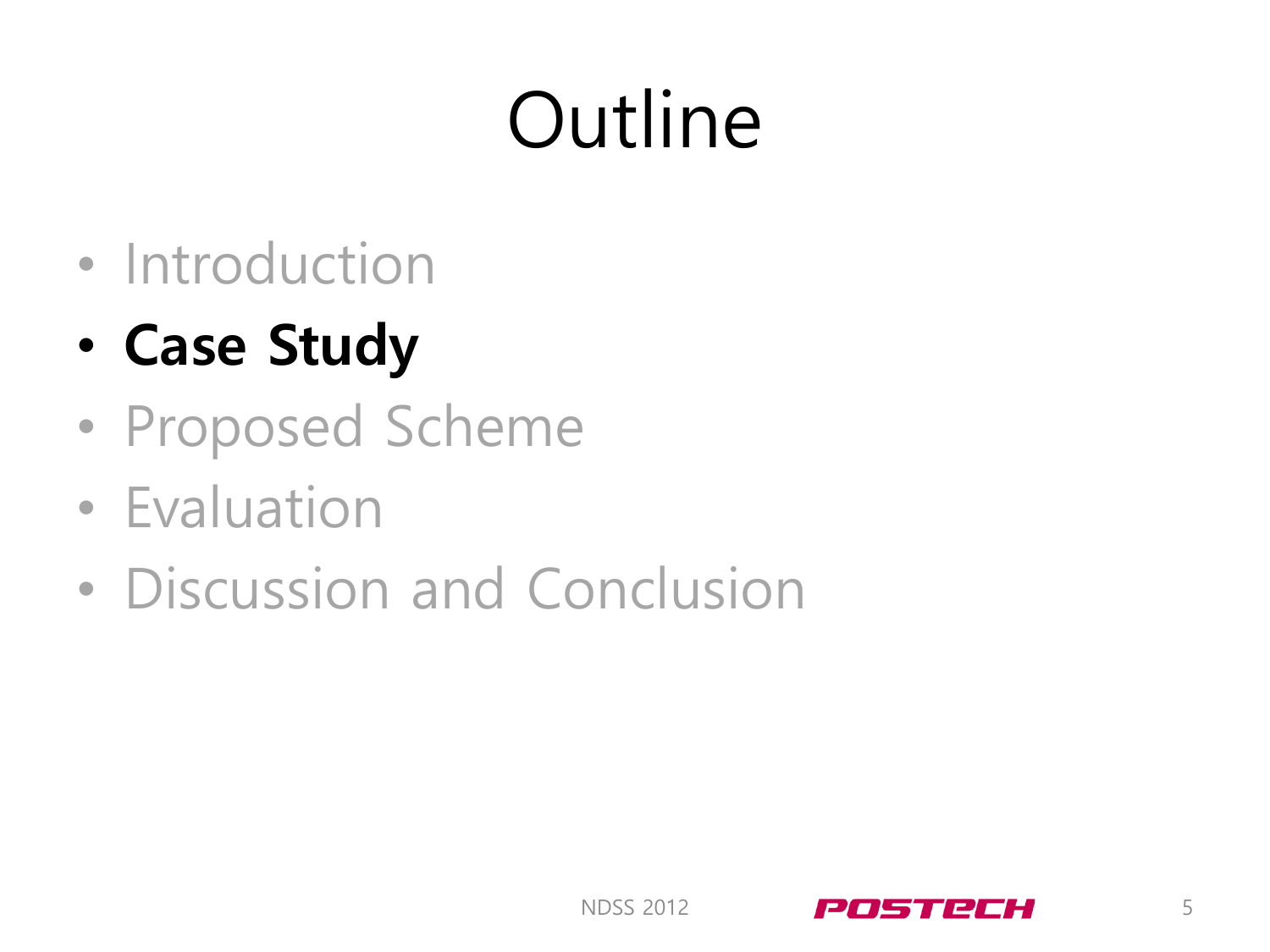# Outline

- Introduction
- **Case Study**
- Proposed Scheme
- Evaluation
- Discussion and Conclusion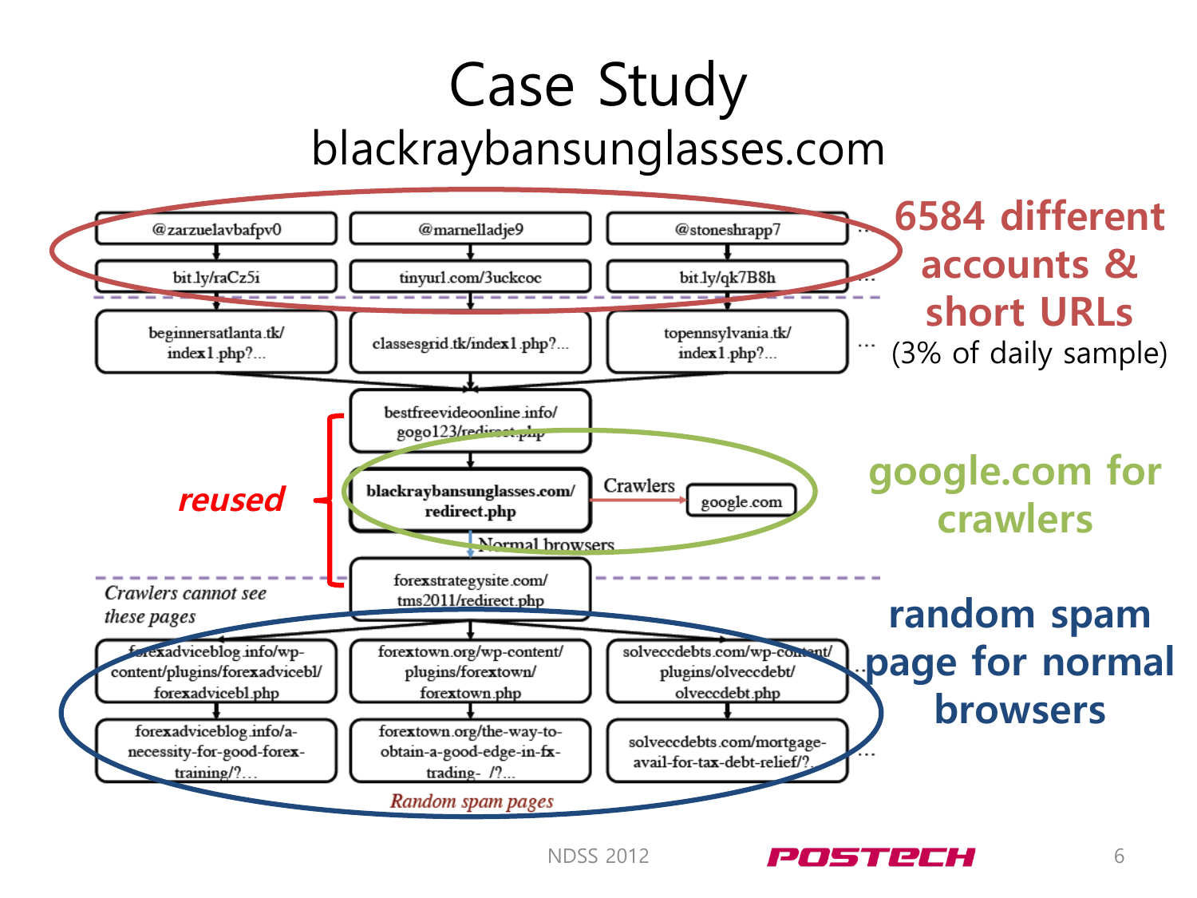# Case Study

## blackraybansunglasses.com

@zarzuelavbafpv0 → bit.ly/raCz5i → beginnersatlanta.tk/index1.php?...

@marnelladje9 → tinyurl.com/3uckcoc → classesgrid.tk/index1.php?...

@stoneshrapp7 → bit.ly/qk7B8h → topennsylvania.tk/index1.php?...

...

bestfreevideoonline.info/gogo123/redirect.php

**blackraybansunglasses.com/redirect.php**

Crawlers → google.com

Normal browsers → forexstrategysite.com/tms2011/redirect.php

*reused*

*Crawlers cannot see these pages*

forexadviceblog.info/wp-content/plugins/forexadvicebl/forexadvicebl.php → forexadviceblog.info/a-necessity-for-good-forex-training/?...

forextown.org/wp-content/plugins/forextown/forextown.php → forextown.org/the-way-to-obtain-a-good-edge-in-fx-trading- /?...

solveccdebts.com/wp-content/plugins/olveccdebt/olveccdebt.php → solveccdebts.com/mortgage-avail-for-tax-debt-relief/?...

*Random spam pages*

**6584 different accounts & short URLs** (3% of daily sample)

**google.com for crawlers**

**random spam page for normal browsers**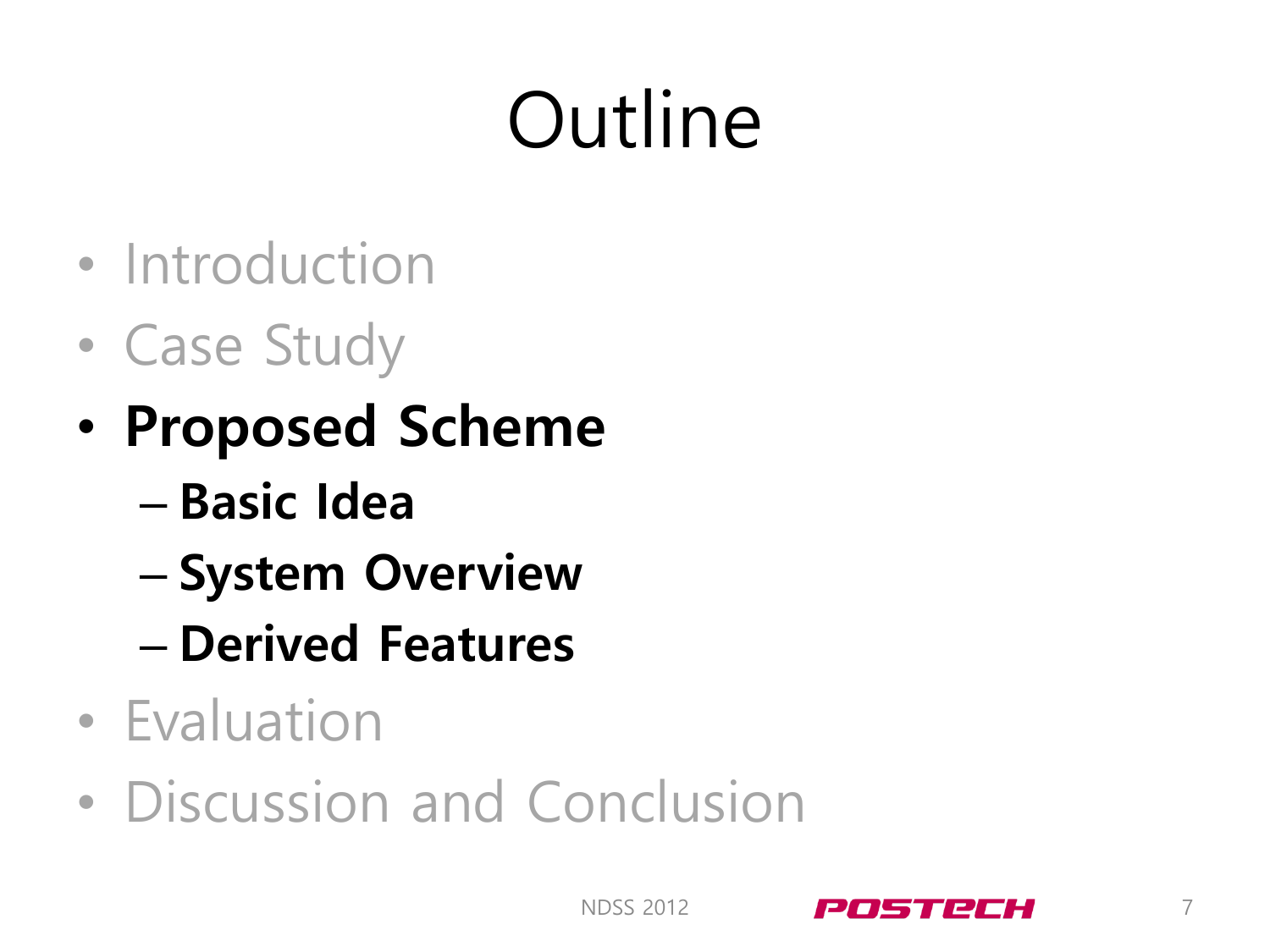# Outline

- Introduction
- Case Study
- **Proposed Scheme**
  - **Basic Idea**
  - **System Overview**
  - **Derived Features**
- Evaluation
- Discussion and Conclusion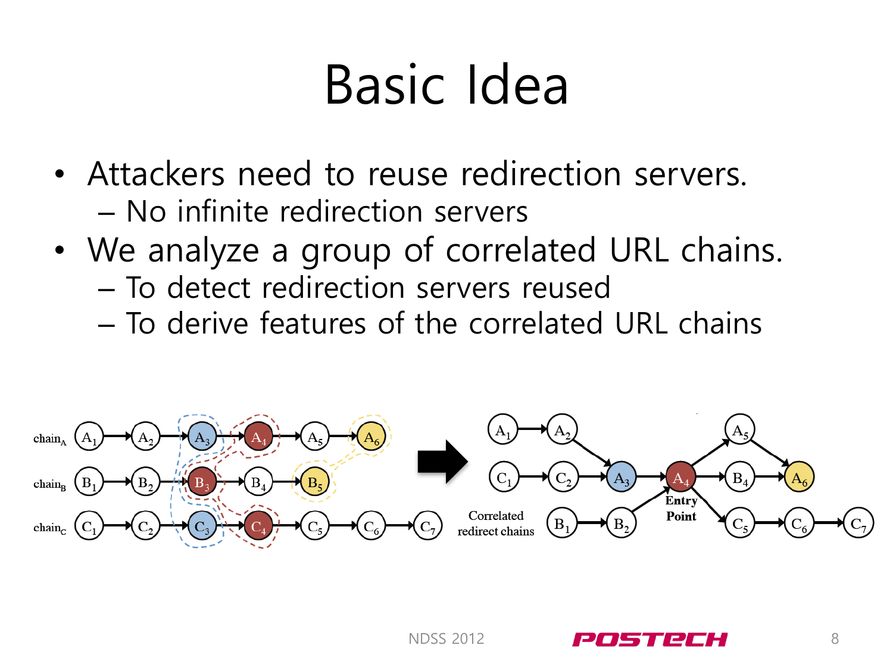# Basic Idea

- Attackers need to reuse redirection servers.
  - No infinite redirection servers
- We analyze a group of correlated URL chains.
  - To detect redirection servers reused
  - To derive features of the correlated URL chains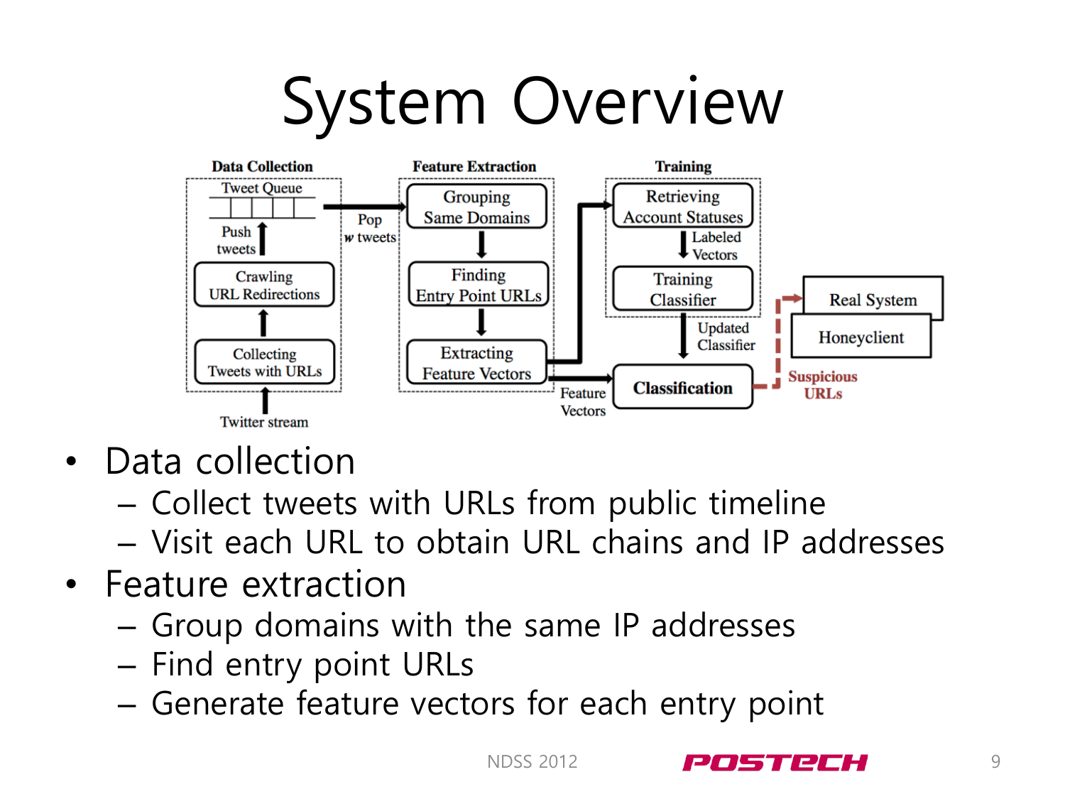# System Overview

- Data collection
  - Collect tweets with URLs from public timeline
  - Visit each URL to obtain URL chains and IP addresses
- Feature extraction
  - Group domains with the same IP addresses
  - Find entry point URLs
  - Generate feature vectors for each entry point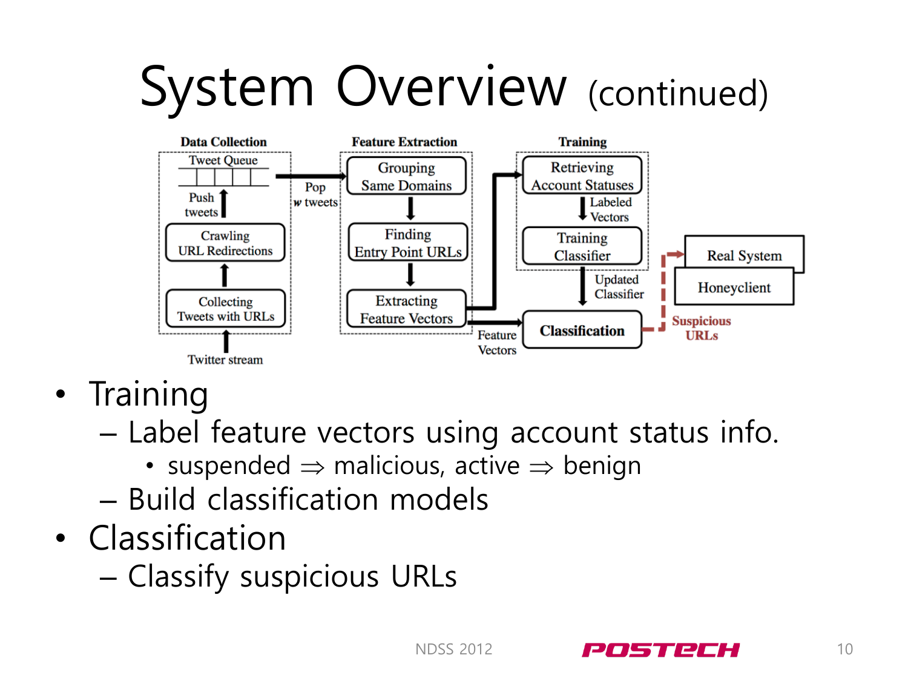# System Overview (continued)

- Training
  - Label feature vectors using account status info.
    - suspended ⇒ malicious, active ⇒ benign
  - Build classification models
- Classification
  - Classify suspicious URLs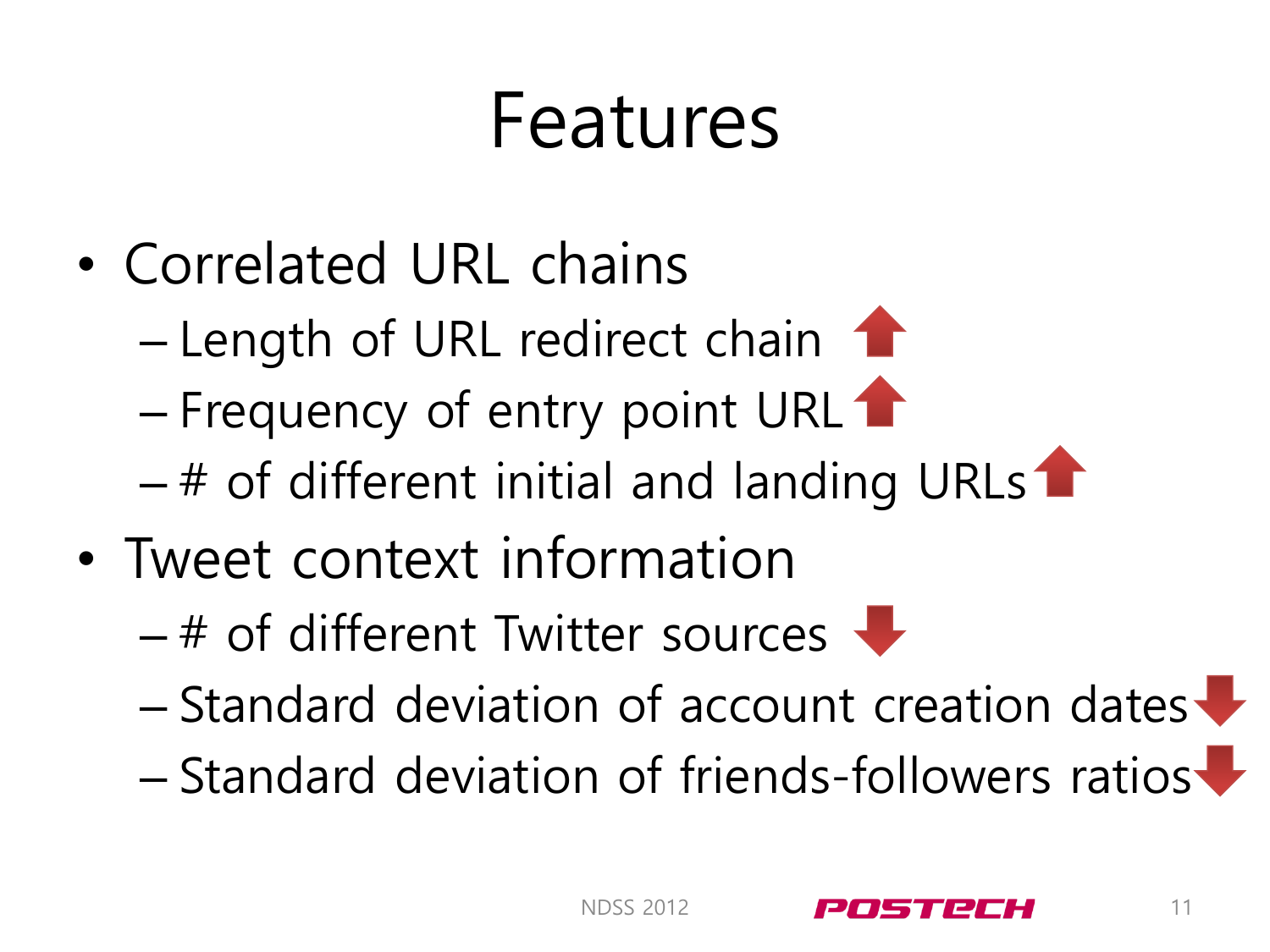# Features

- Correlated URL chains
  - Length of URL redirect chain ↑
  - Frequency of entry point URL ↑
  - # of different initial and landing URLs ↑
- Tweet context information
  - # of different Twitter sources ↓
  - Standard deviation of account creation dates ↓
  - Standard deviation of friends-followers ratios ↓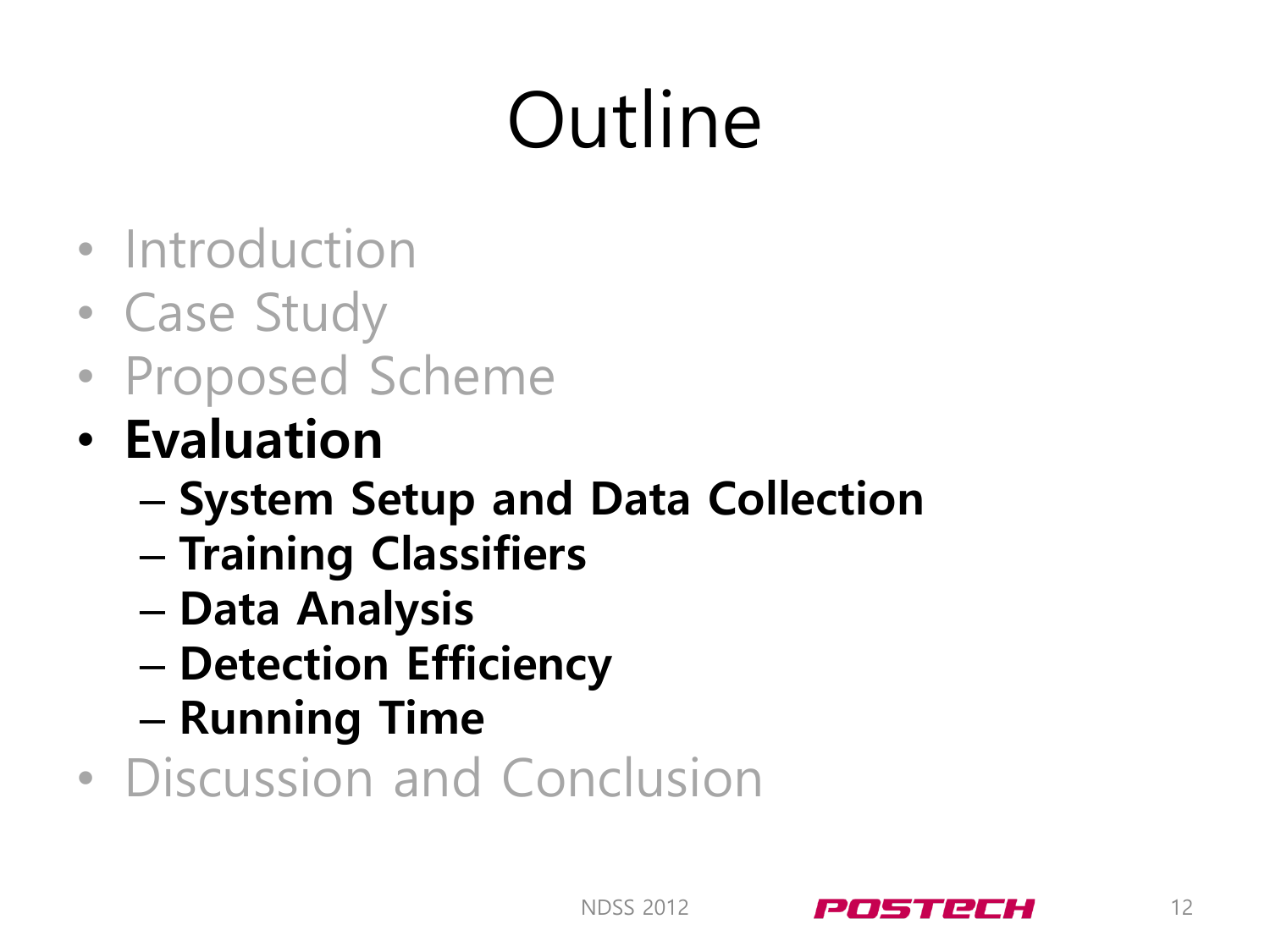# Outline

- Introduction
- Case Study
- Proposed Scheme
- **Evaluation**
  - **System Setup and Data Collection**
  - **Training Classifiers**
  - **Data Analysis**
  - **Detection Efficiency**
  - **Running Time**
- Discussion and Conclusion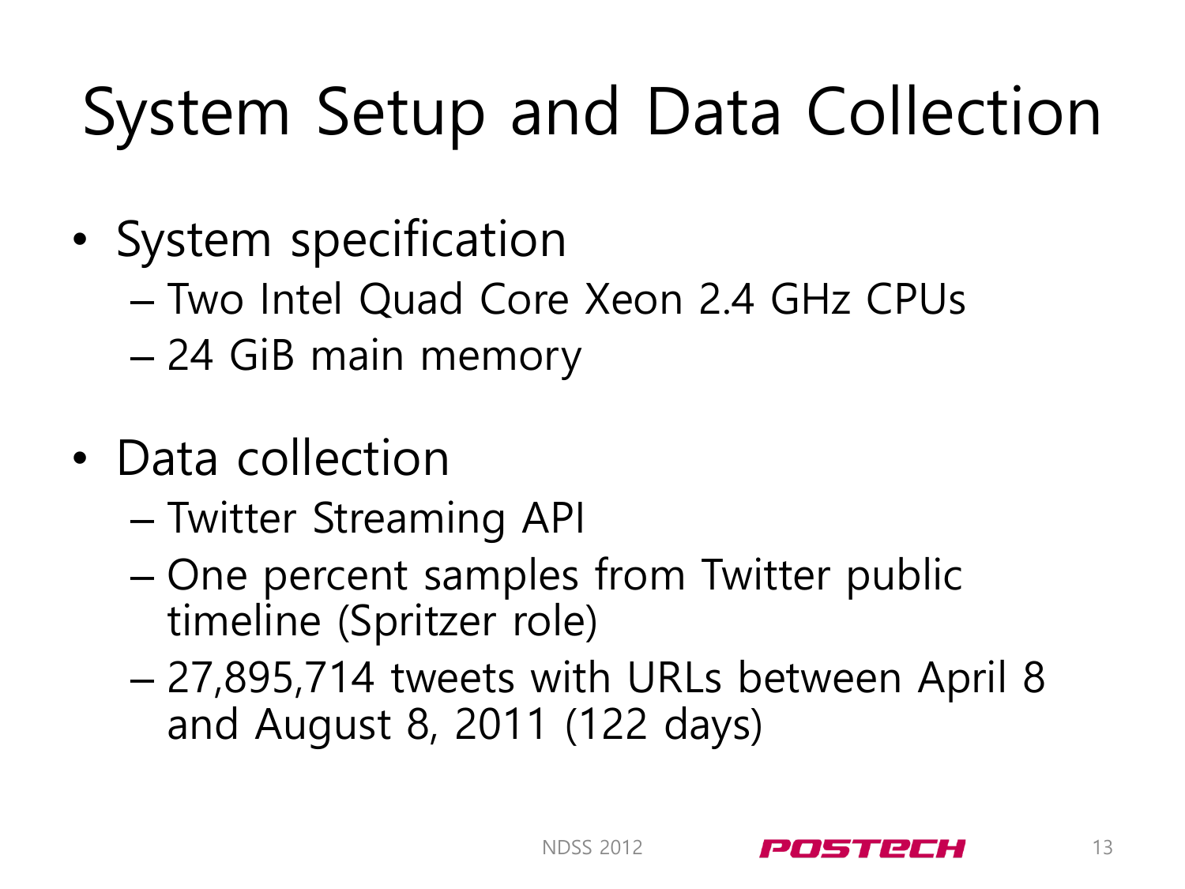# System Setup and Data Collection

- System specification
  - Two Intel Quad Core Xeon 2.4 GHz CPUs
  - 24 GiB main memory
- Data collection
  - Twitter Streaming API
  - One percent samples from Twitter public timeline (Spritzer role)
  - 27,895,714 tweets with URLs between April 8 and August 8, 2011 (122 days)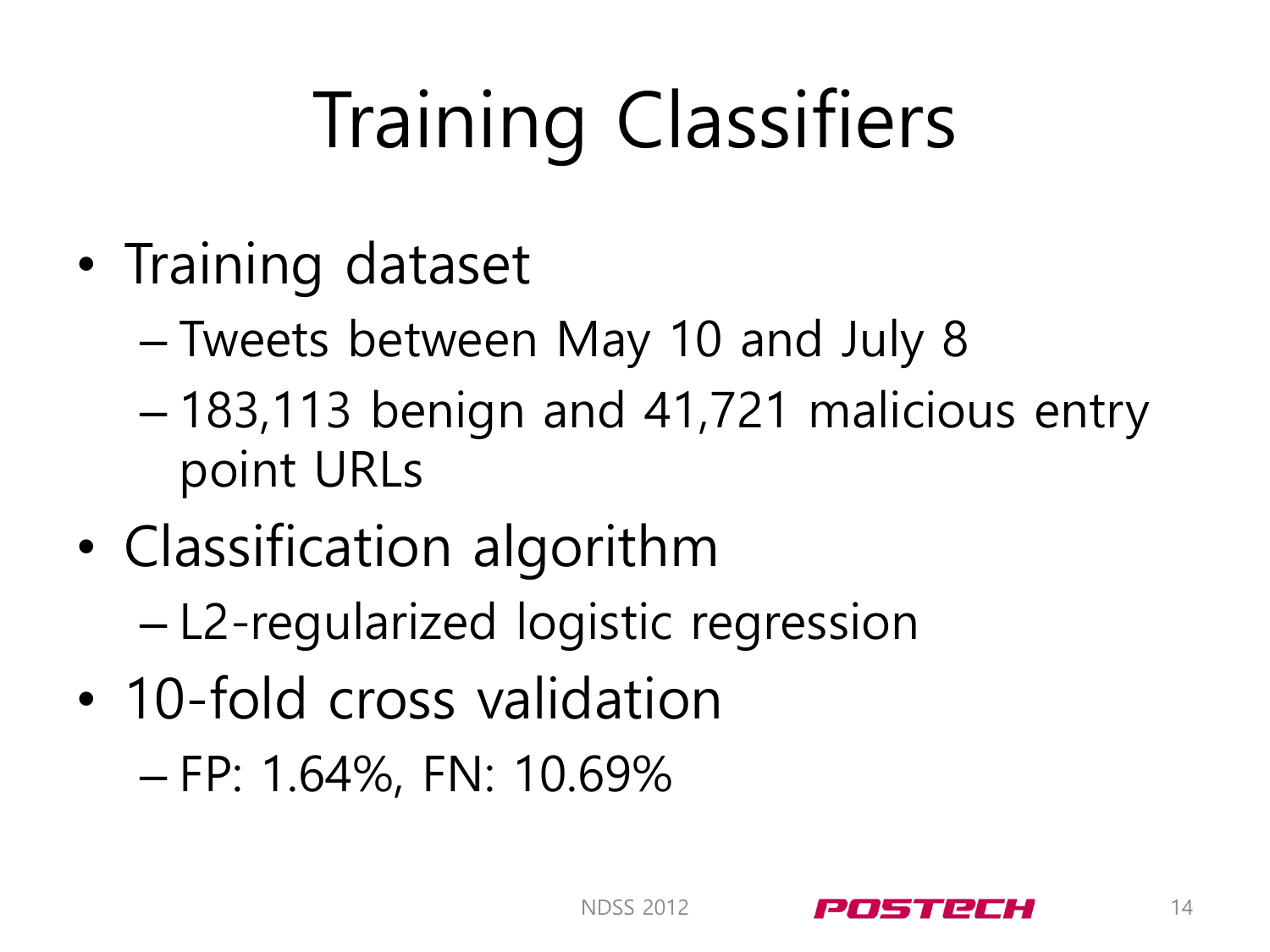# Training Classifiers

- Training dataset
  - Tweets between May 10 and July 8
  - 183,113 benign and 41,721 malicious entry point URLs
- Classification algorithm
  - L2-regularized logistic regression
- 10-fold cross validation
  - FP: 1.64%, FN: 10.69%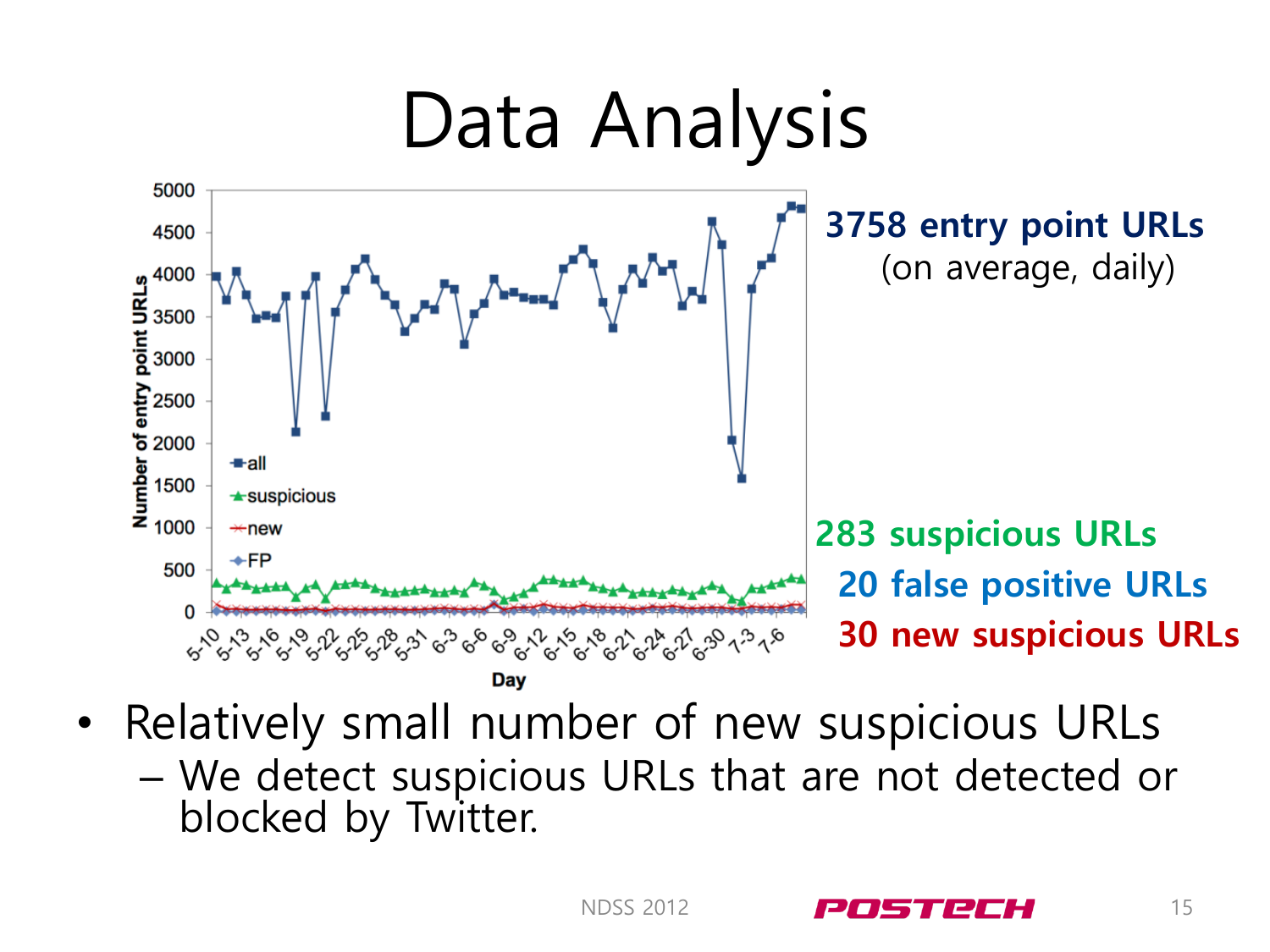# Data Analysis

**3758 entry point URLs**
(on average, daily)

**283 suspicious URLs**

**20 false positive URLs**

**30 new suspicious URLs**

- Relatively small number of new suspicious URLs
  - We detect suspicious URLs that are not detected or blocked by Twitter.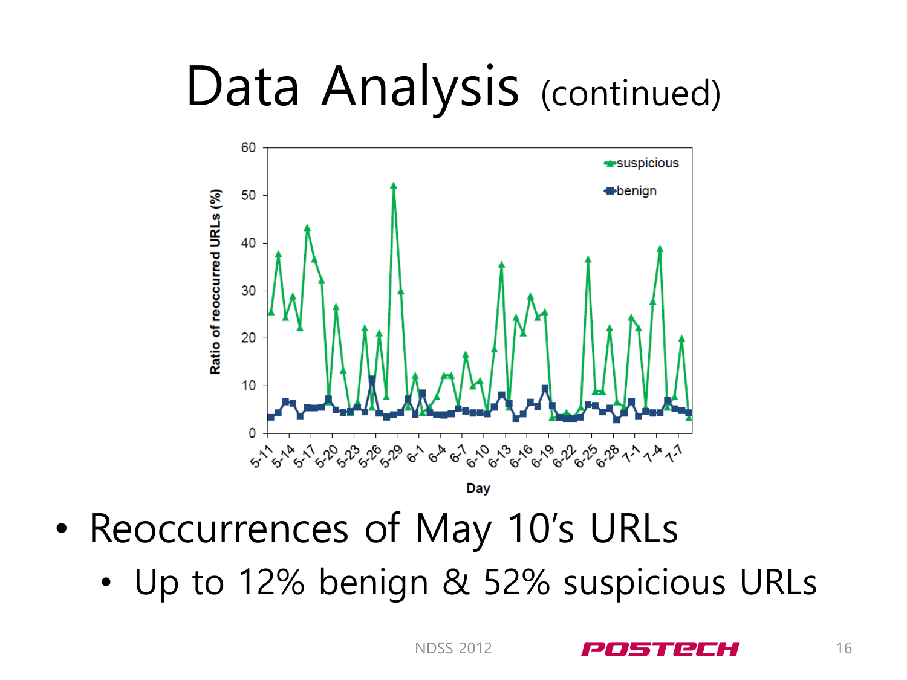# Data Analysis (continued)

- Reoccurrences of May 10's URLs
  - Up to 12% benign & 52% suspicious URLs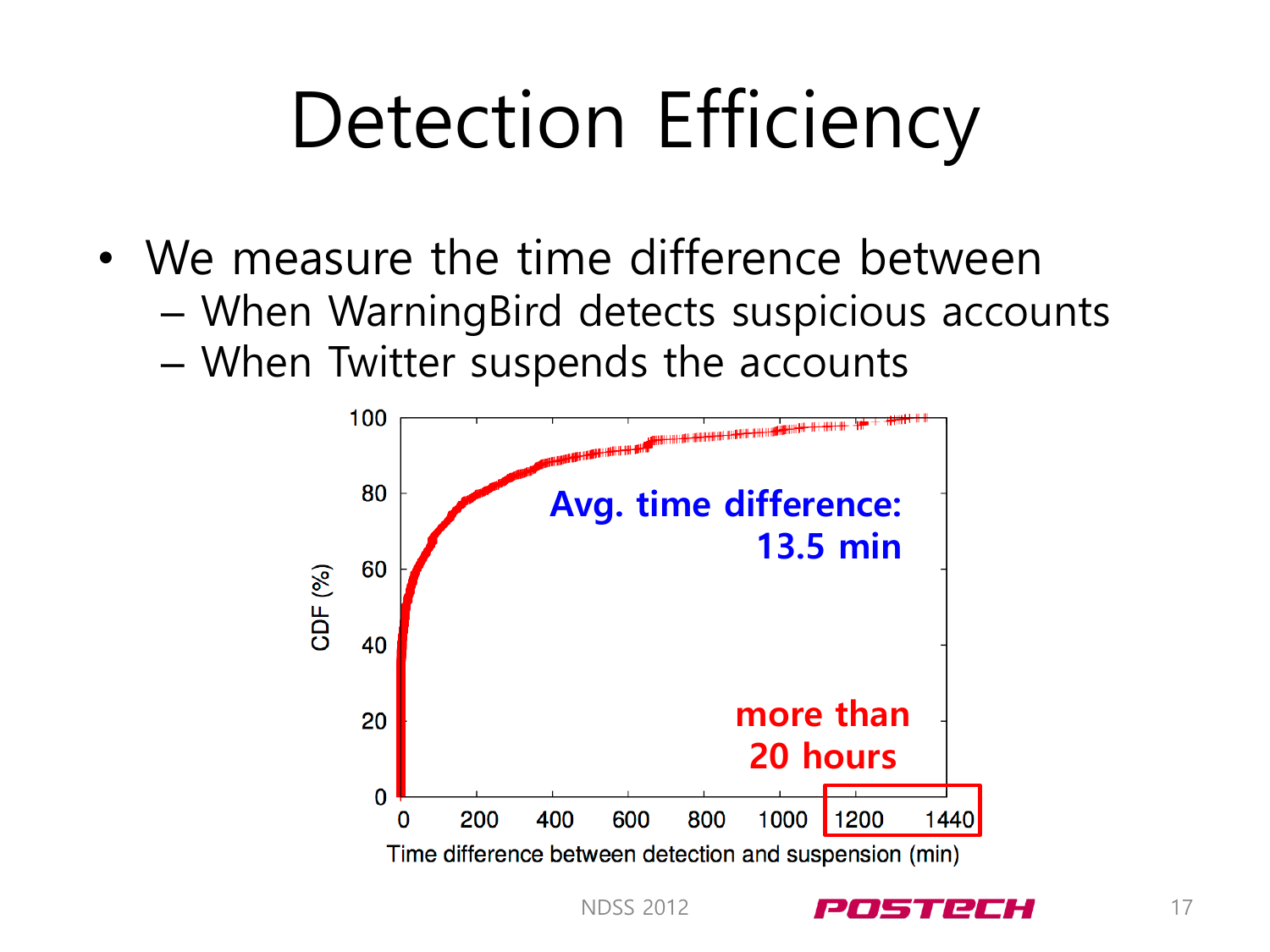# Detection Efficiency

- We measure the time difference between
  - When WarningBird detects suspicious accounts
  - When Twitter suspends the accounts

Avg. time difference: 13.5 min

more than 20 hours

CDF (%)

Time difference between detection and suspension (min)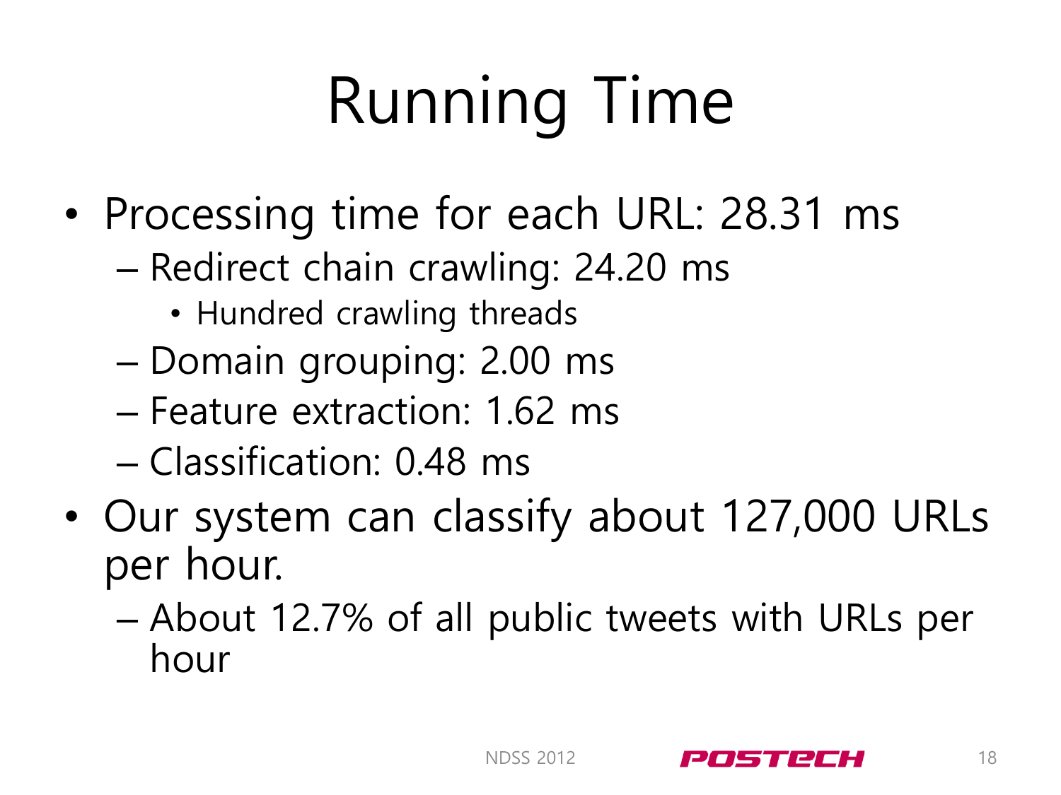# Running Time

- Processing time for each URL: 28.31 ms
  - Redirect chain crawling: 24.20 ms
    - Hundred crawling threads
  - Domain grouping: 2.00 ms
  - Feature extraction: 1.62 ms
  - Classification: 0.48 ms
- Our system can classify about 127,000 URLs per hour.
  - About 12.7% of all public tweets with URLs per hour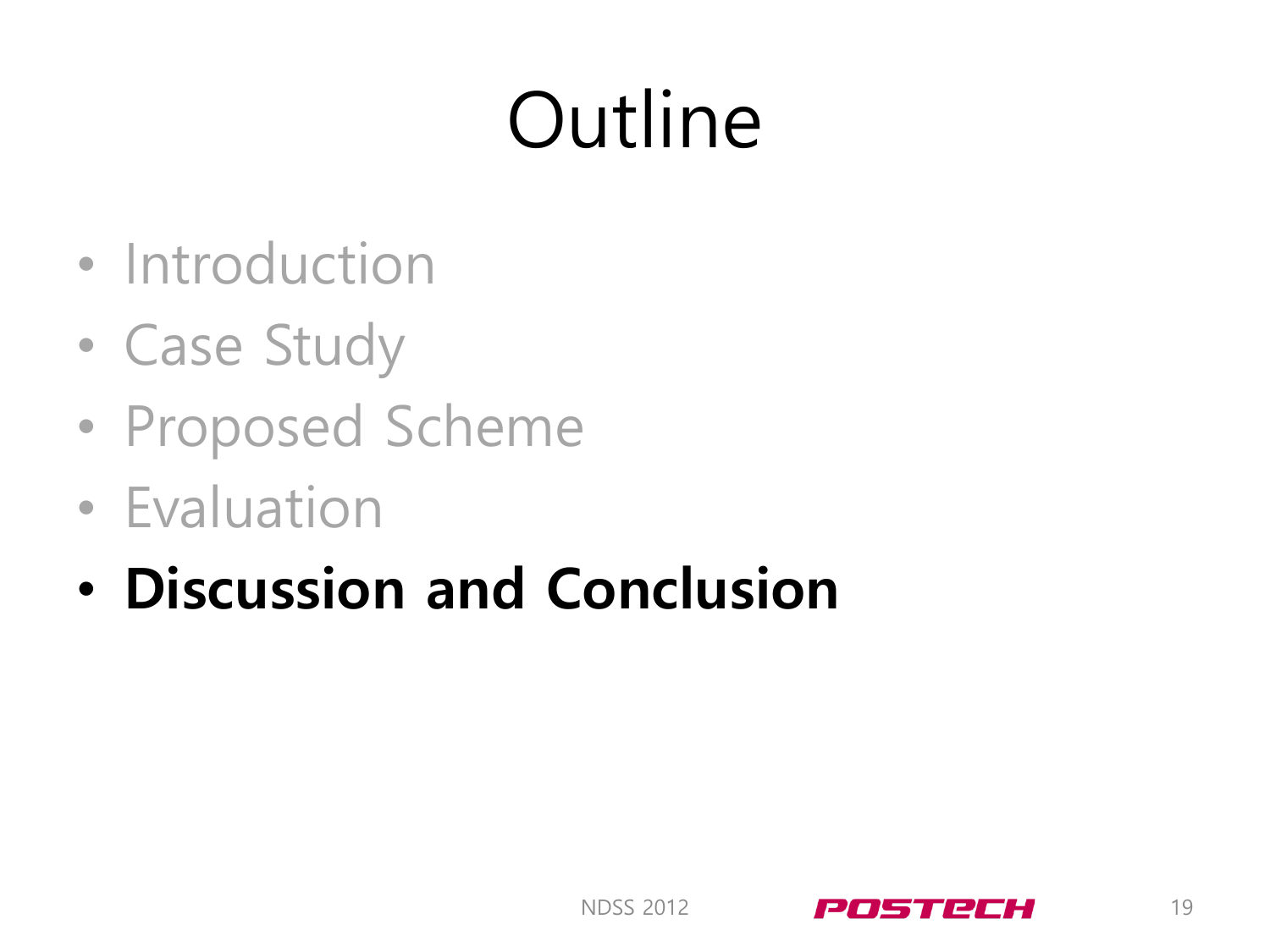# Outline

- Introduction
- Case Study
- Proposed Scheme
- Evaluation
- **Discussion and Conclusion**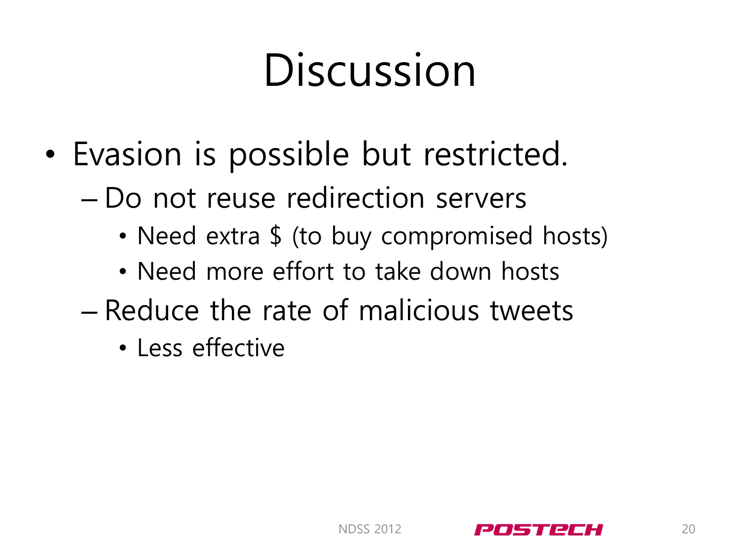# Discussion

- Evasion is possible but restricted.
  - Do not reuse redirection servers
    - Need extra $ (to buy compromised hosts)
    - Need more effort to take down hosts
  - Reduce the rate of malicious tweets
    - Less effective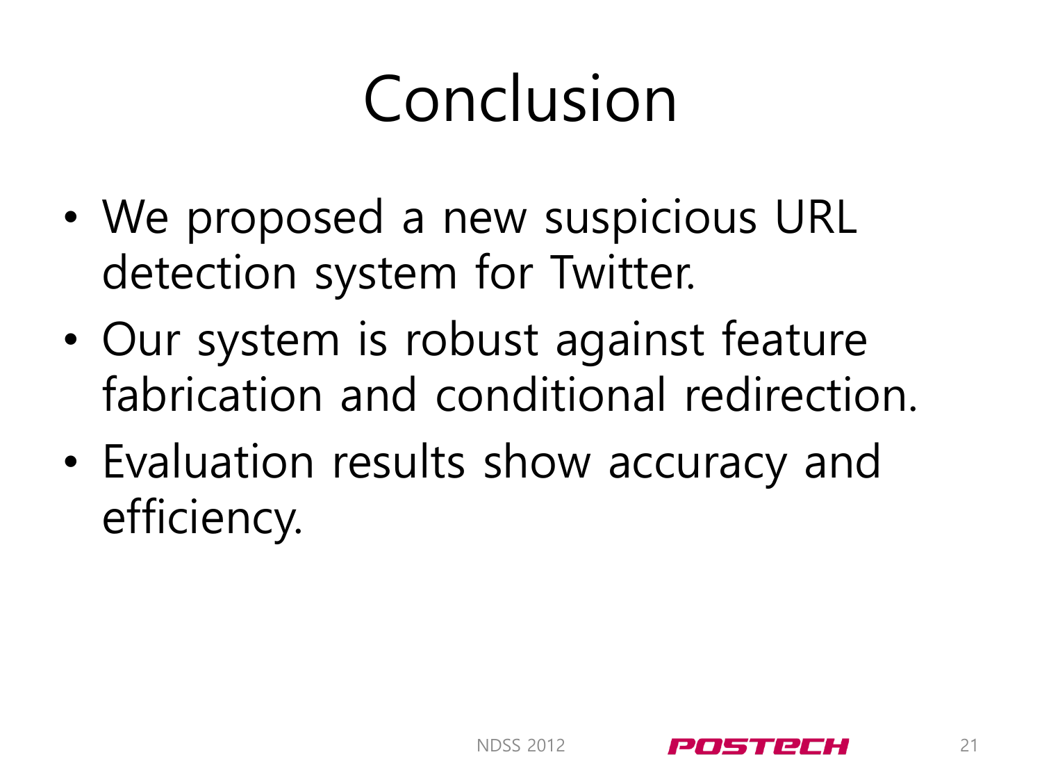# Conclusion

- We proposed a new suspicious URL detection system for Twitter.
- Our system is robust against feature fabrication and conditional redirection.
- Evaluation results show accuracy and efficiency.